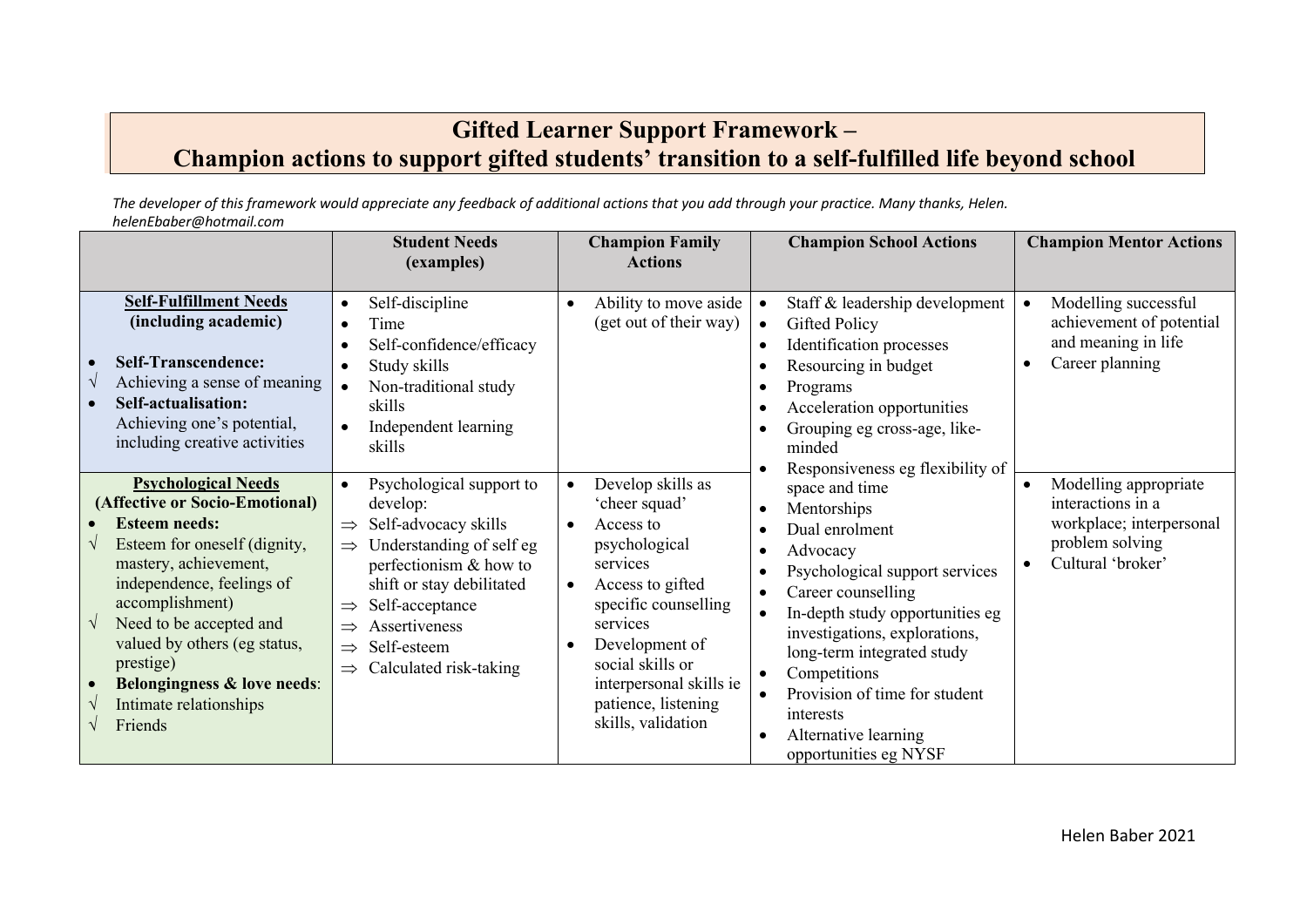# Gifted Learner Support Framework – Champion actions to support gifted students' transition to a self-fulfilled life beyond school

*The developer of this framework would appreciate any feedback of additional actions that you add through your practice. Many thanks, Helen. helenEbaber@hotmail.com*

| | Student Needs (examples) | Champion Family Actions | Champion School Actions | Champion Mentor Actions |
|---|---|---|---|---|
| **Self-Fulfillment Needs (including academic)**<br>• **Self-Transcendence:**<br>√ Achieving a sense of meaning<br>• **Self-actualisation:** Achieving one's potential, including creative activities | • Self-discipline<br>• Time<br>• Self-confidence/efficacy<br>• Study skills<br>• Non-traditional study skills<br>• Independent learning skills | • Ability to move aside (get out of their way) | • Staff & leadership development<br>• Gifted Policy<br>• Identification processes<br>• Resourcing in budget<br>• Programs<br>• Acceleration opportunities<br>• Grouping eg cross-age, like-minded<br>• Responsiveness eg flexibility of space and time<br>• Mentorships<br>• Dual enrolment<br>• Advocacy<br>• Psychological support services<br>• Career counselling<br>• In-depth study opportunities eg investigations, explorations, long-term integrated study<br>• Competitions<br>• Provision of time for student interests<br>• Alternative learning opportunities eg NYSF | • Modelling successful achievement of potential and meaning in life<br>• Career planning |
| **Psychological Needs (Affective or Socio-Emotional)**<br>• **Esteem needs:**<br>√ Esteem for oneself (dignity, mastery, achievement, independence, feelings of accomplishment)<br>√ Need to be accepted and valued by others (eg status, prestige)<br>• **Belongingness & love needs**:<br>√ Intimate relationships<br>√ Friends | • Psychological support to develop:<br>⇒ Self-advocacy skills<br>⇒ Understanding of self eg perfectionism & how to shift or stay debilitated<br>⇒ Self-acceptance<br>⇒ Assertiveness<br>⇒ Self-esteem<br>⇒ Calculated risk-taking | • Develop skills as 'cheer squad'<br>• Access to psychological services<br>• Access to gifted specific counselling services<br>• Development of social skills or interpersonal skills ie patience, listening skills, validation | | • Modelling appropriate interactions in a workplace; interpersonal problem solving<br>• Cultural 'broker' |

Helen Baber 2021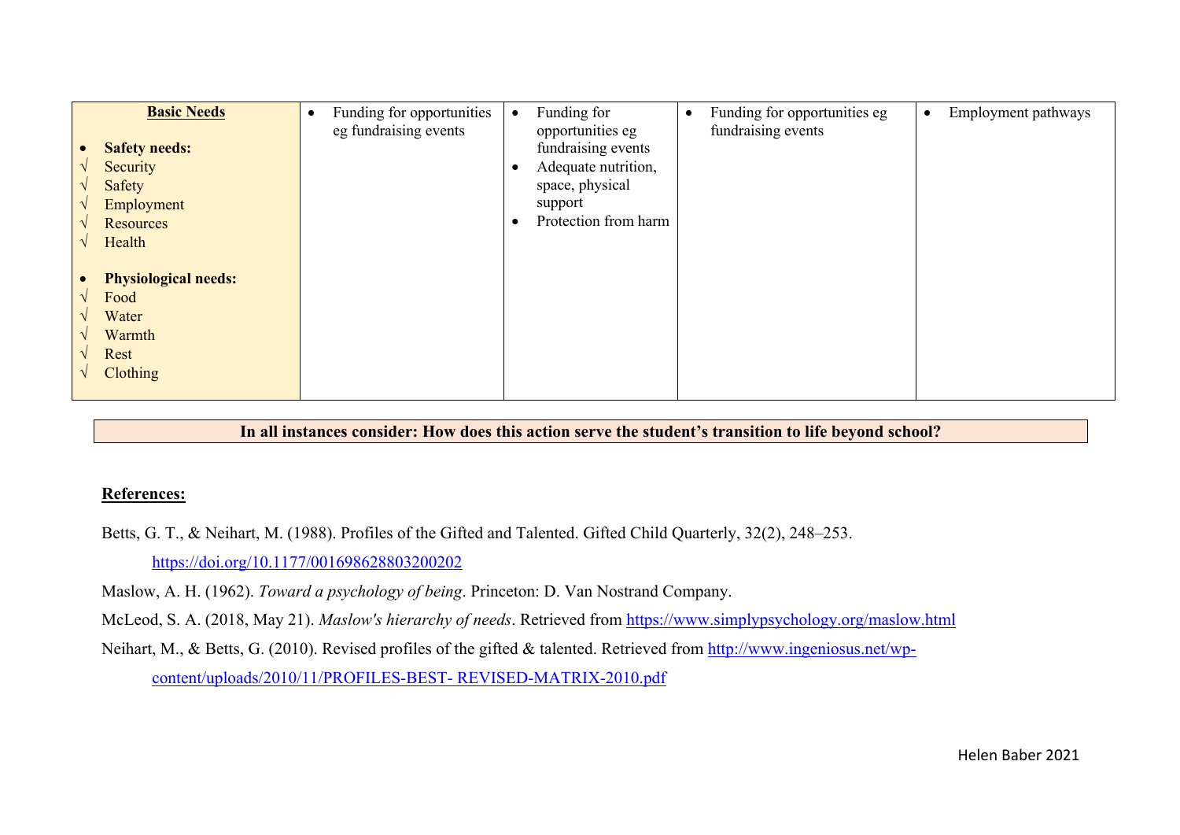| | | | | |
|---|---|---|---|---|
| **Basic Needs**<br><br>• **Safety needs:**<br>√ Security<br>√ Safety<br>√ Employment<br>√ Resources<br>√ Health<br><br>• **Physiological needs:**<br>√ Food<br>√ Water<br>√ Warmth<br>√ Rest<br>√ Clothing | • Funding for opportunities eg fundraising events | • Funding for opportunities eg fundraising events<br>• Adequate nutrition, space, physical support<br>• Protection from harm | • Funding for opportunities eg fundraising events | • Employment pathways |

**In all instances consider: How does this action serve the student's transition to life beyond school?**

**References:**

Betts, G. T., & Neihart, M. (1988). Profiles of the Gifted and Talented. Gifted Child Quarterly, 32(2), 248–253. https://doi.org/10.1177/001698628803200202

Maslow, A. H. (1962). *Toward a psychology of being*. Princeton: D. Van Nostrand Company.

McLeod, S. A. (2018, May 21). *Maslow's hierarchy of needs*. Retrieved from https://www.simplypsychology.org/maslow.html

Neihart, M., & Betts, G. (2010). Revised profiles of the gifted & talented. Retrieved from http://www.ingeniosus.net/wp-content/uploads/2010/11/PROFILES-BEST- REVISED-MATRIX-2010.pdf

Helen Baber 2021